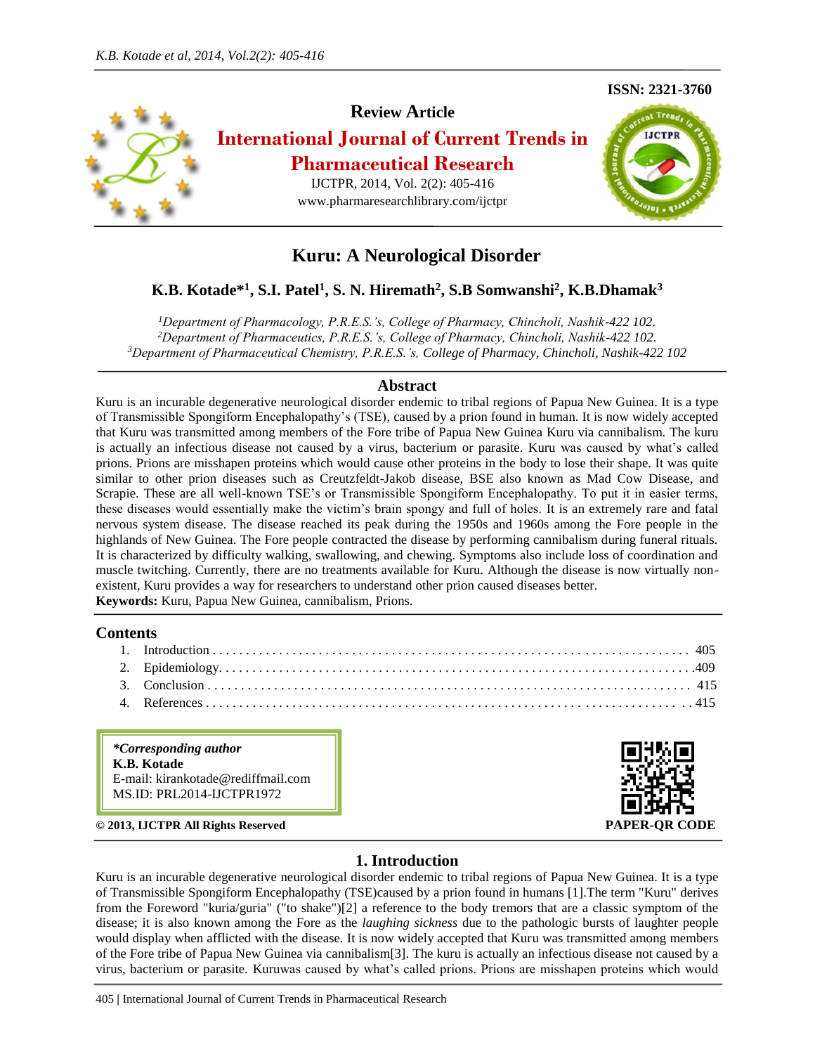ISSN: 2321-3760

**Review Article**

**International Journal of Current Trends in Pharmaceutical Research**

IJCTPR, 2014, Vol. 2(2): 405-416

www.pharmaresearchlibrary.com/ijctpr

# Kuru: A Neurological Disorder

**K.B. Kotade*[1], S.I. Patel[1], S. N. Hiremath[2], S.B Somwanshi[2], K.B.Dhamak[3]**

[1]*Department of Pharmacology, P.R.E.S.'s, College of Pharmacy, Chincholi, Nashik-422 102.*
[2]*Department of Pharmaceutics, P.R.E.S.'s, College of Pharmacy, Chincholi, Nashik-422 102.*
[3]*Department of Pharmaceutical Chemistry, P.R.E.S.'s, College of Pharmacy, Chincholi, Nashik-422 102*

## Abstract

Kuru is an incurable degenerative neurological disorder endemic to tribal regions of Papua New Guinea. It is a type of Transmissible Spongiform Encephalopathy's (TSE), caused by a prion found in human. It is now widely accepted that Kuru was transmitted among members of the Fore tribe of Papua New Guinea Kuru via cannibalism. The kuru is actually an infectious disease not caused by a virus, bacterium or parasite. Kuru was caused by what's called prions. Prions are misshapen proteins which would cause other proteins in the body to lose their shape. It was quite similar to other prion diseases such as Creutzfeldt-Jakob disease, BSE also known as Mad Cow Disease, and Scrapie. These are all well-known TSE's or Transmissible Spongiform Encephalopathy. To put it in easier terms, these diseases would essentially make the victim's brain spongy and full of holes. It is an extremely rare and fatal nervous system disease. The disease reached its peak during the 1950s and 1960s among the Fore people in the highlands of New Guinea. The Fore people contracted the disease by performing cannibalism during funeral rituals. It is characterized by difficulty walking, swallowing, and chewing. Symptoms also include loss of coordination and muscle twitching. Currently, there are no treatments available for Kuru. Although the disease is now virtually non-existent, Kuru provides a way for researchers to understand other prion caused diseases better.

**Keywords:** Kuru, Papua New Guinea, cannibalism, Prions.

## Contents

1. Introduction . . . . . . . . . . . . . . . . . . . . . . . . . . . . . . . . . . . . . 405
2. Epidemiology. . . . . . . . . . . . . . . . . . . . . . . . . . . . . . . . . . . . . 409
3. Conclusion . . . . . . . . . . . . . . . . . . . . . . . . . . . . . . . . . . . . . 415
4. References . . . . . . . . . . . . . . . . . . . . . . . . . . . . . . . . . . . . . 415

***Corresponding author**
**K.B. Kotade**
E-mail: kirankotade@rediffmail.com
MS.ID: PRL2014-IJCTPR1972

**© 2013, IJCTPR All Rights Reserved**

**PAPER-QR CODE**

## 1. Introduction

Kuru is an incurable degenerative neurological disorder endemic to tribal regions of Papua New Guinea. It is a type of Transmissible Spongiform Encephalopathy (TSE)caused by a prion found in humans [1].The term "Kuru" derives from the Foreword "kuria/guria" ("to shake")[2] a reference to the body tremors that are a classic symptom of the disease; it is also known among the Fore as the *laughing sickness* due to the pathologic bursts of laughter people would display when afflicted with the disease. It is now widely accepted that Kuru was transmitted among members of the Fore tribe of Papua New Guinea via cannibalism[3]. The kuru is actually an infectious disease not caused by a virus, bacterium or parasite. Kuruwas caused by what's called prions. Prions are misshapen proteins which would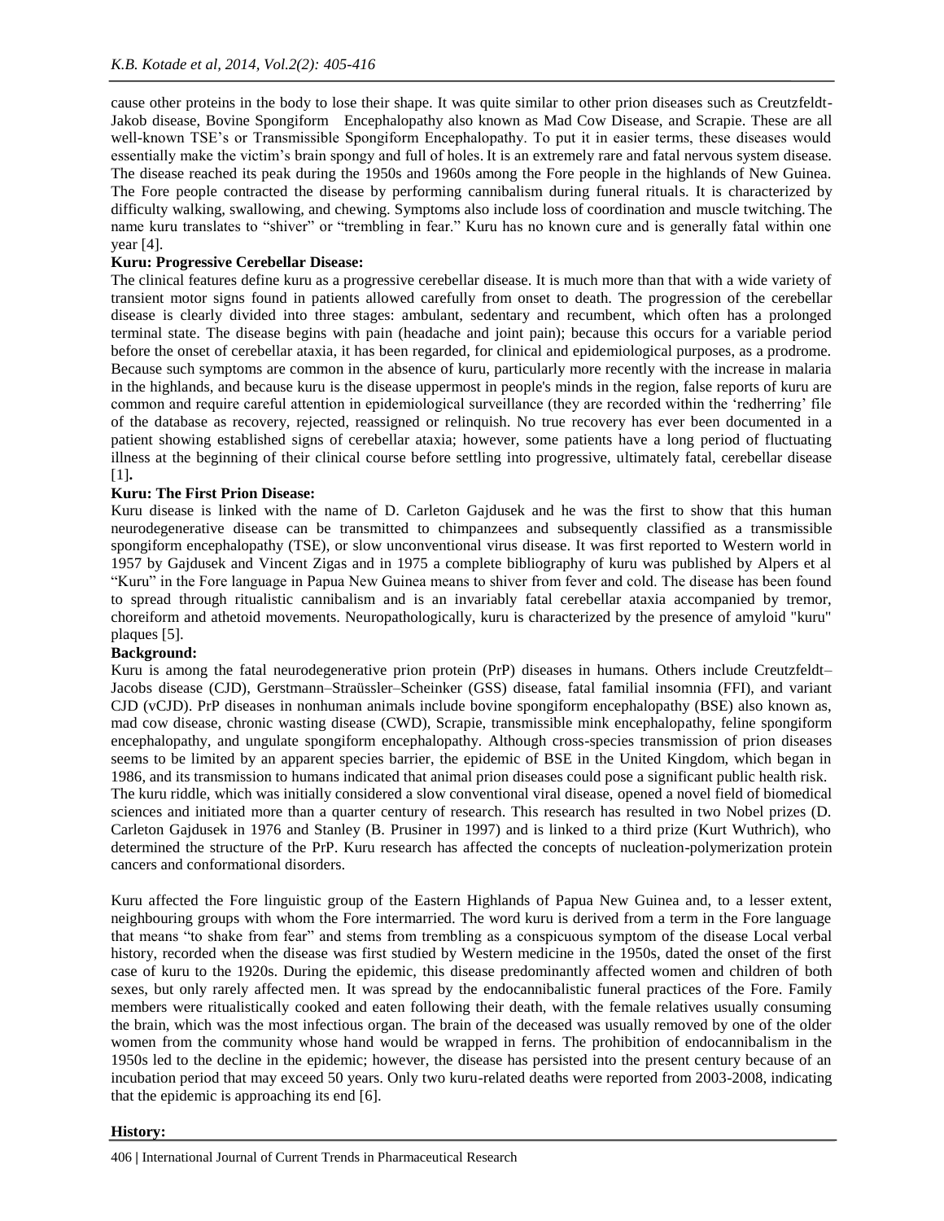cause other proteins in the body to lose their shape. It was quite similar to other prion diseases such as Creutzfeldt-Jakob disease, Bovine Spongiform Encephalopathy also known as Mad Cow Disease, and Scrapie. These are all well-known TSE's or Transmissible Spongiform Encephalopathy. To put it in easier terms, these diseases would essentially make the victim's brain spongy and full of holes. It is an extremely rare and fatal nervous system disease. The disease reached its peak during the 1950s and 1960s among the Fore people in the highlands of New Guinea. The Fore people contracted the disease by performing cannibalism during funeral rituals. It is characterized by difficulty walking, swallowing, and chewing. Symptoms also include loss of coordination and muscle twitching. The name kuru translates to "shiver" or "trembling in fear." Kuru has no known cure and is generally fatal within one year [4].

**Kuru: Progressive Cerebellar Disease:**

The clinical features define kuru as a progressive cerebellar disease. It is much more than that with a wide variety of transient motor signs found in patients allowed carefully from onset to death. The progression of the cerebellar disease is clearly divided into three stages: ambulant, sedentary and recumbent, which often has a prolonged terminal state. The disease begins with pain (headache and joint pain); because this occurs for a variable period before the onset of cerebellar ataxia, it has been regarded, for clinical and epidemiological purposes, as a prodrome. Because such symptoms are common in the absence of kuru, particularly more recently with the increase in malaria in the highlands, and because kuru is the disease uppermost in people's minds in the region, false reports of kuru are common and require careful attention in epidemiological surveillance (they are recorded within the 'redherring' file of the database as recovery, rejected, reassigned or relinquish. No true recovery has ever been documented in a patient showing established signs of cerebellar ataxia; however, some patients have a long period of fluctuating illness at the beginning of their clinical course before settling into progressive, ultimately fatal, cerebellar disease [1]**.**

**Kuru: The First Prion Disease:**

Kuru disease is linked with the name of D. Carleton Gajdusek and he was the first to show that this human neurodegenerative disease can be transmitted to chimpanzees and subsequently classified as a transmissible spongiform encephalopathy (TSE), or slow unconventional virus disease. It was first reported to Western world in 1957 by Gajdusek and Vincent Zigas and in 1975 a complete bibliography of kuru was published by Alpers et al "Kuru" in the Fore language in Papua New Guinea means to shiver from fever and cold. The disease has been found to spread through ritualistic cannibalism and is an invariably fatal cerebellar ataxia accompanied by tremor, choreiform and athetoid movements. Neuropathologically, kuru is characterized by the presence of amyloid "kuru" plaques [5].

**Background:**

Kuru is among the fatal neurodegenerative prion protein (PrP) diseases in humans. Others include Creutzfeldt–Jacobs disease (CJD), Gerstmann–Straüssler–Scheinker (GSS) disease, fatal familial insomnia (FFI), and variant CJD (vCJD). PrP diseases in nonhuman animals include bovine spongiform encephalopathy (BSE) also known as, mad cow disease, chronic wasting disease (CWD), Scrapie, transmissible mink encephalopathy, feline spongiform encephalopathy, and ungulate spongiform encephalopathy. Although cross-species transmission of prion diseases seems to be limited by an apparent species barrier, the epidemic of BSE in the United Kingdom, which began in 1986, and its transmission to humans indicated that animal prion diseases could pose a significant public health risk.
The kuru riddle, which was initially considered a slow conventional viral disease, opened a novel field of biomedical sciences and initiated more than a quarter century of research. This research has resulted in two Nobel prizes (D. Carleton Gajdusek in 1976 and Stanley (B. Prusiner in 1997) and is linked to a third prize (Kurt Wuthrich), who determined the structure of the PrP. Kuru research has affected the concepts of nucleation-polymerization protein cancers and conformational disorders.

Kuru affected the Fore linguistic group of the Eastern Highlands of Papua New Guinea and, to a lesser extent, neighbouring groups with whom the Fore intermarried. The word kuru is derived from a term in the Fore language that means "to shake from fear" and stems from trembling as a conspicuous symptom of the disease Local verbal history, recorded when the disease was first studied by Western medicine in the 1950s, dated the onset of the first case of kuru to the 1920s. During the epidemic, this disease predominantly affected women and children of both sexes, but only rarely affected men. It was spread by the endocannibalistic funeral practices of the Fore. Family members were ritualistically cooked and eaten following their death, with the female relatives usually consuming the brain, which was the most infectious organ. The brain of the deceased was usually removed by one of the older women from the community whose hand would be wrapped in ferns. The prohibition of endocannibalism in the 1950s led to the decline in the epidemic; however, the disease has persisted into the present century because of an incubation period that may exceed 50 years. Only two kuru-related deaths were reported from 2003-2008, indicating that the epidemic is approaching its end [6].

**History:**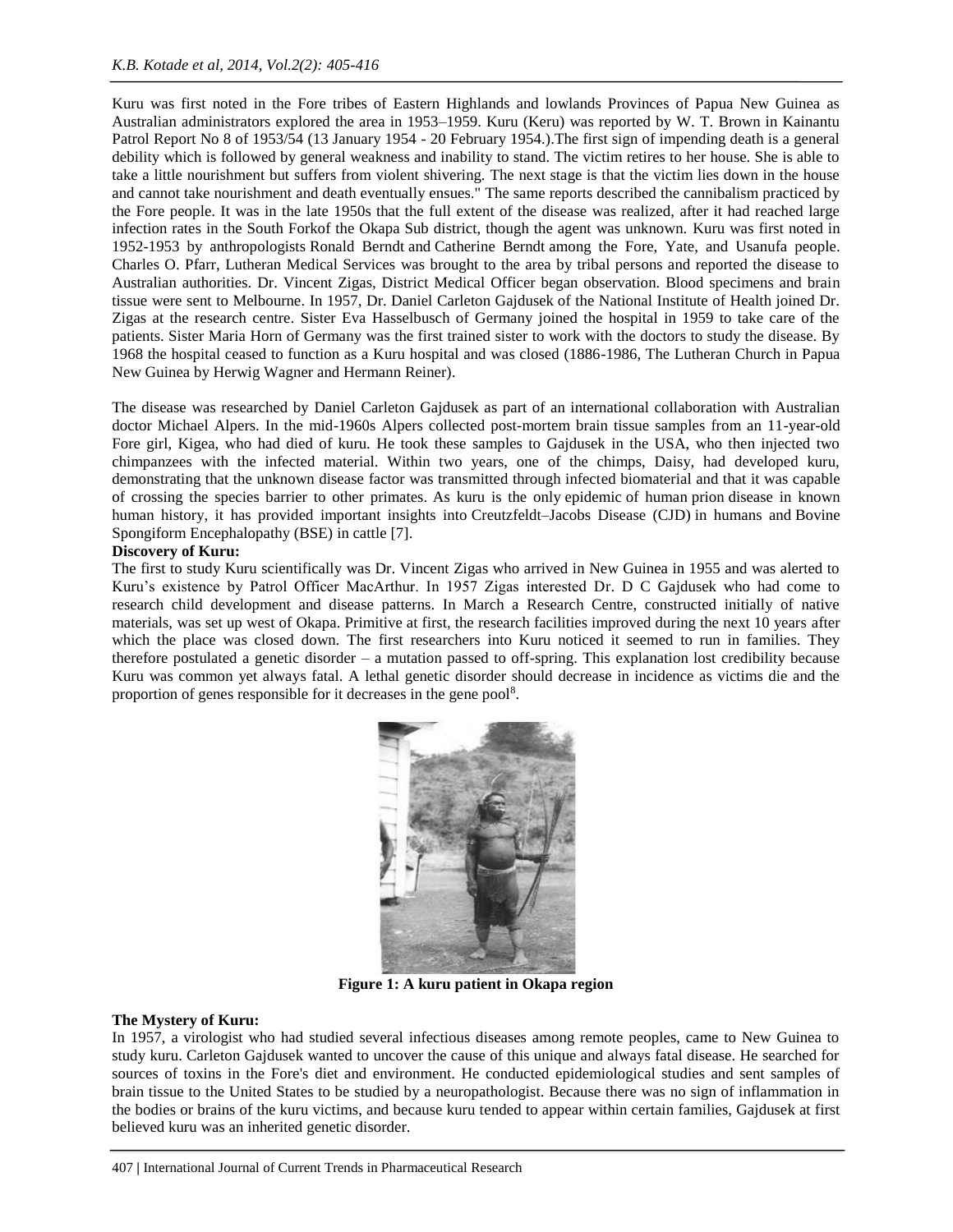Kuru was first noted in the Fore tribes of Eastern Highlands and lowlands Provinces of Papua New Guinea as Australian administrators explored the area in 1953–1959. Kuru (Keru) was reported by W. T. Brown in Kainantu Patrol Report No 8 of 1953/54 (13 January 1954 - 20 February 1954.).The first sign of impending death is a general debility which is followed by general weakness and inability to stand. The victim retires to her house. She is able to take a little nourishment but suffers from violent shivering. The next stage is that the victim lies down in the house and cannot take nourishment and death eventually ensues." The same reports described the cannibalism practiced by the Fore people. It was in the late 1950s that the full extent of the disease was realized, after it had reached large infection rates in the South Forkof the Okapa Sub district, though the agent was unknown. Kuru was first noted in 1952-1953 by anthropologists Ronald Berndt and Catherine Berndt among the Fore, Yate, and Usanufa people. Charles O. Pfarr, Lutheran Medical Services was brought to the area by tribal persons and reported the disease to Australian authorities. Dr. Vincent Zigas, District Medical Officer began observation. Blood specimens and brain tissue were sent to Melbourne. In 1957, Dr. Daniel Carleton Gajdusek of the National Institute of Health joined Dr. Zigas at the research centre. Sister Eva Hasselbusch of Germany joined the hospital in 1959 to take care of the patients. Sister Maria Horn of Germany was the first trained sister to work with the doctors to study the disease. By 1968 the hospital ceased to function as a Kuru hospital and was closed (1886-1986, The Lutheran Church in Papua New Guinea by Herwig Wagner and Hermann Reiner).

The disease was researched by Daniel Carleton Gajdusek as part of an international collaboration with Australian doctor Michael Alpers. In the mid-1960s Alpers collected post-mortem brain tissue samples from an 11-year-old Fore girl, Kigea, who had died of kuru. He took these samples to Gajdusek in the USA, who then injected two chimpanzees with the infected material. Within two years, one of the chimps, Daisy, had developed kuru, demonstrating that the unknown disease factor was transmitted through infected biomaterial and that it was capable of crossing the species barrier to other primates. As kuru is the only epidemic of human prion disease in known human history, it has provided important insights into Creutzfeldt–Jacobs Disease (CJD) in humans and Bovine Spongiform Encephalopathy (BSE) in cattle [7].

**Discovery of Kuru:**

The first to study Kuru scientifically was Dr. Vincent Zigas who arrived in New Guinea in 1955 and was alerted to Kuru's existence by Patrol Officer MacArthur. In 1957 Zigas interested Dr. D C Gajdusek who had come to research child development and disease patterns. In March a Research Centre, constructed initially of native materials, was set up west of Okapa. Primitive at first, the research facilities improved during the next 10 years after which the place was closed down. The first researchers into Kuru noticed it seemed to run in families. They therefore postulated a genetic disorder – a mutation passed to off-spring. This explanation lost credibility because Kuru was common yet always fatal. A lethal genetic disorder should decrease in incidence as victims die and the proportion of genes responsible for it decreases in the gene pool[8].

**Figure 1: A kuru patient in Okapa region**

**The Mystery of Kuru:**

In 1957, a virologist who had studied several infectious diseases among remote peoples, came to New Guinea to study kuru. Carleton Gajdusek wanted to uncover the cause of this unique and always fatal disease. He searched for sources of toxins in the Fore's diet and environment. He conducted epidemiological studies and sent samples of brain tissue to the United States to be studied by a neuropathologist. Because there was no sign of inflammation in the bodies or brains of the kuru victims, and because kuru tended to appear within certain families, Gajdusek at first believed kuru was an inherited genetic disorder.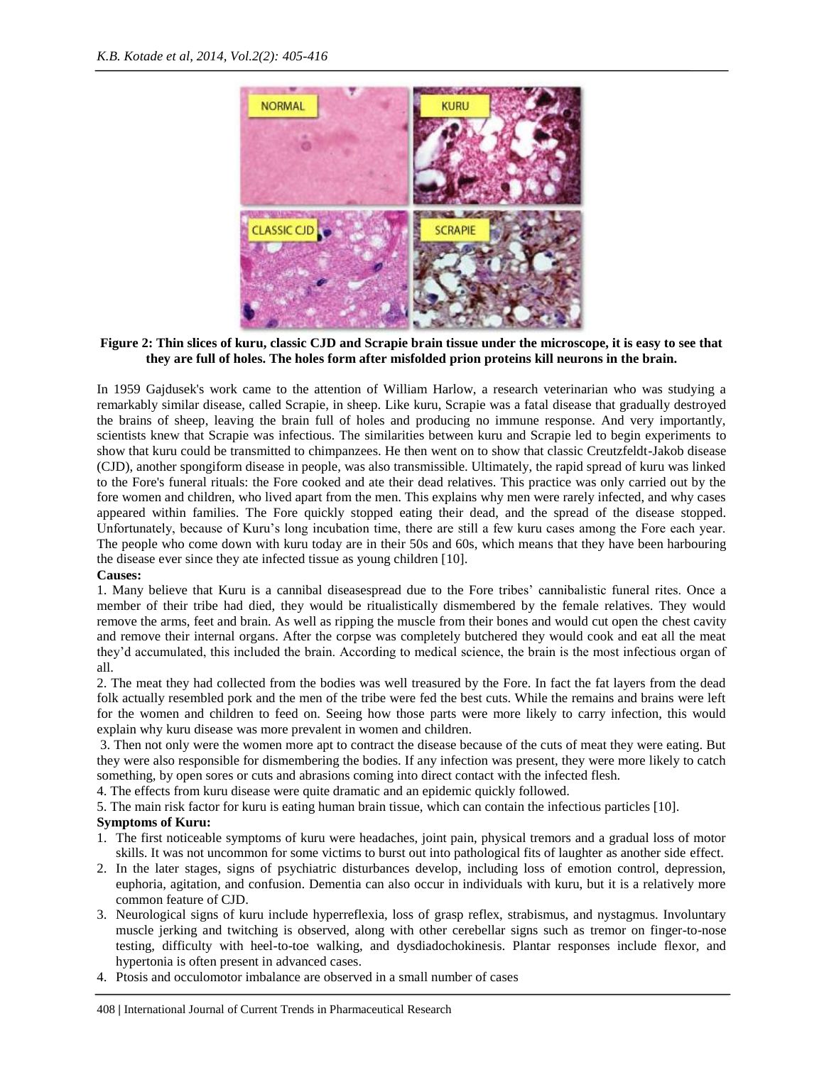**Figure 2: Thin slices of kuru, classic CJD and Scrapie brain tissue under the microscope, it is easy to see that they are full of holes. The holes form after misfolded prion proteins kill neurons in the brain.**

In 1959 Gajdusek's work came to the attention of William Harlow, a research veterinarian who was studying a remarkably similar disease, called Scrapie, in sheep. Like kuru, Scrapie was a fatal disease that gradually destroyed the brains of sheep, leaving the brain full of holes and producing no immune response. And very importantly, scientists knew that Scrapie was infectious. The similarities between kuru and Scrapie led to begin experiments to show that kuru could be transmitted to chimpanzees. He then went on to show that classic Creutzfeldt-Jakob disease (CJD), another spongiform disease in people, was also transmissible. Ultimately, the rapid spread of kuru was linked to the Fore's funeral rituals: the Fore cooked and ate their dead relatives. This practice was only carried out by the fore women and children, who lived apart from the men. This explains why men were rarely infected, and why cases appeared within families. The Fore quickly stopped eating their dead, and the spread of the disease stopped. Unfortunately, because of Kuru's long incubation time, there are still a few kuru cases among the Fore each year. The people who come down with kuru today are in their 50s and 60s, which means that they have been harbouring the disease ever since they ate infected tissue as young children [10].

**Causes:**

1. Many believe that Kuru is a cannibal diseasespread due to the Fore tribes' cannibalistic funeral rites. Once a member of their tribe had died, they would be ritualistically dismembered by the female relatives. They would remove the arms, feet and brain. As well as ripping the muscle from their bones and would cut open the chest cavity and remove their internal organs. After the corpse was completely butchered they would cook and eat all the meat they'd accumulated, this included the brain. According to medical science, the brain is the most infectious organ of all.
2. The meat they had collected from the bodies was well treasured by the Fore. In fact the fat layers from the dead folk actually resembled pork and the men of the tribe were fed the best cuts. While the remains and brains were left for the women and children to feed on. Seeing how those parts were more likely to carry infection, this would explain why kuru disease was more prevalent in women and children.
3. Then not only were the women more apt to contract the disease because of the cuts of meat they were eating. But they were also responsible for dismembering the bodies. If any infection was present, they were more likely to catch something, by open sores or cuts and abrasions coming into direct contact with the infected flesh.
4. The effects from kuru disease were quite dramatic and an epidemic quickly followed.
5. The main risk factor for kuru is eating human brain tissue, which can contain the infectious particles [10].

**Symptoms of Kuru:**

1. The first noticeable symptoms of kuru were headaches, joint pain, physical tremors and a gradual loss of motor skills. It was not uncommon for some victims to burst out into pathological fits of laughter as another side effect.
2. In the later stages, signs of psychiatric disturbances develop, including loss of emotion control, depression, euphoria, agitation, and confusion. Dementia can also occur in individuals with kuru, but it is a relatively more common feature of CJD.
3. Neurological signs of kuru include hyperreflexia, loss of grasp reflex, strabismus, and nystagmus. Involuntary muscle jerking and twitching is observed, along with other cerebellar signs such as tremor on finger-to-nose testing, difficulty with heel-to-toe walking, and dysdiadochokinesis. Plantar responses include flexor, and hypertonia is often present in advanced cases.
4. Ptosis and occulomotor imbalance are observed in a small number of cases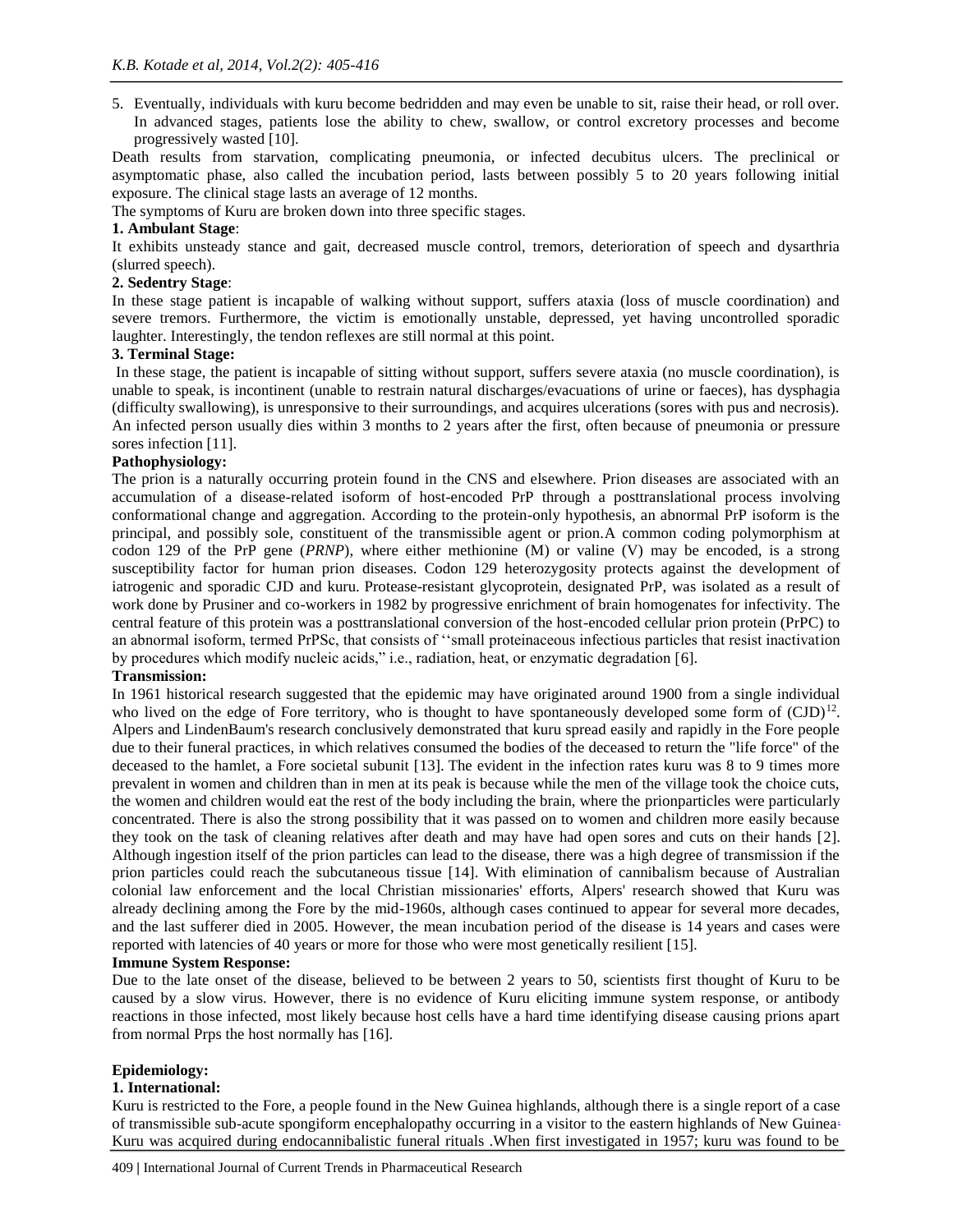5. Eventually, individuals with kuru become bedridden and may even be unable to sit, raise their head, or roll over. In advanced stages, patients lose the ability to chew, swallow, or control excretory processes and become progressively wasted [10].

Death results from starvation, complicating pneumonia, or infected decubitus ulcers. The preclinical or asymptomatic phase, also called the incubation period, lasts between possibly 5 to 20 years following initial exposure. The clinical stage lasts an average of 12 months.

The symptoms of Kuru are broken down into three specific stages.

**1. Ambulant Stage**:

It exhibits unsteady stance and gait, decreased muscle control, tremors, deterioration of speech and dysarthria (slurred speech).

**2. Sedentry Stage**:

In these stage patient is incapable of walking without support, suffers ataxia (loss of muscle coordination) and severe tremors. Furthermore, the victim is emotionally unstable, depressed, yet having uncontrolled sporadic laughter. Interestingly, the tendon reflexes are still normal at this point.

**3. Terminal Stage:**

In these stage, the patient is incapable of sitting without support, suffers severe ataxia (no muscle coordination), is unable to speak, is incontinent (unable to restrain natural discharges/evacuations of urine or faeces), has dysphagia (difficulty swallowing), is unresponsive to their surroundings, and acquires ulcerations (sores with pus and necrosis). An infected person usually dies within 3 months to 2 years after the first, often because of pneumonia or pressure sores infection [11].

**Pathophysiology:**

The prion is a naturally occurring protein found in the CNS and elsewhere. Prion diseases are associated with an accumulation of a disease-related isoform of host-encoded PrP through a posttranslational process involving conformational change and aggregation. According to the protein-only hypothesis, an abnormal PrP isoform is the principal, and possibly sole, constituent of the transmissible agent or prion.A common coding polymorphism at codon 129 of the PrP gene (*PRNP*), where either methionine (M) or valine (V) may be encoded, is a strong susceptibility factor for human prion diseases. Codon 129 heterozygosity protects against the development of iatrogenic and sporadic CJD and kuru. Protease-resistant glycoprotein, designated PrP, was isolated as a result of work done by Prusiner and co-workers in 1982 by progressive enrichment of brain homogenates for infectivity. The central feature of this protein was a posttranslational conversion of the host-encoded cellular prion protein (PrPC) to an abnormal isoform, termed PrPSc, that consists of ''small proteinaceous infectious particles that resist inactivation by procedures which modify nucleic acids," i.e., radiation, heat, or enzymatic degradation [6].

**Transmission:**

In 1961 historical research suggested that the epidemic may have originated around 1900 from a single individual who lived on the edge of Fore territory, who is thought to have spontaneously developed some form of (CJD)[12]. Alpers and LindenBaum's research conclusively demonstrated that kuru spread easily and rapidly in the Fore people due to their funeral practices, in which relatives consumed the bodies of the deceased to return the "life force" of the deceased to the hamlet, a Fore societal subunit [13]. The evident in the infection rates kuru was 8 to 9 times more prevalent in women and children than in men at its peak is because while the men of the village took the choice cuts, the women and children would eat the rest of the body including the brain, where the prionparticles were particularly concentrated. There is also the strong possibility that it was passed on to women and children more easily because they took on the task of cleaning relatives after death and may have had open sores and cuts on their hands [2]. Although ingestion itself of the prion particles can lead to the disease, there was a high degree of transmission if the prion particles could reach the subcutaneous tissue [14]. With elimination of cannibalism because of Australian colonial law enforcement and the local Christian missionaries' efforts, Alpers' research showed that Kuru was already declining among the Fore by the mid-1960s, although cases continued to appear for several more decades, and the last sufferer died in 2005. However, the mean incubation period of the disease is 14 years and cases were reported with latencies of 40 years or more for those who were most genetically resilient [15].

**Immune System Response:**

Due to the late onset of the disease, believed to be between 2 years to 50, scientists first thought of Kuru to be caused by a slow virus. However, there is no evidence of Kuru eliciting immune system response, or antibody reactions in those infected, most likely because host cells have a hard time identifying disease causing prions apart from normal Prps the host normally has [16].

**Epidemiology:**

**1. International:**

Kuru is restricted to the Fore, a people found in the New Guinea highlands, although there is a single report of a case of transmissible sub-acute spongiform encephalopathy occurring in a visitor to the eastern highlands of New Guinea. Kuru was acquired during endocannibalistic funeral rituals .When first investigated in 1957; kuru was found to be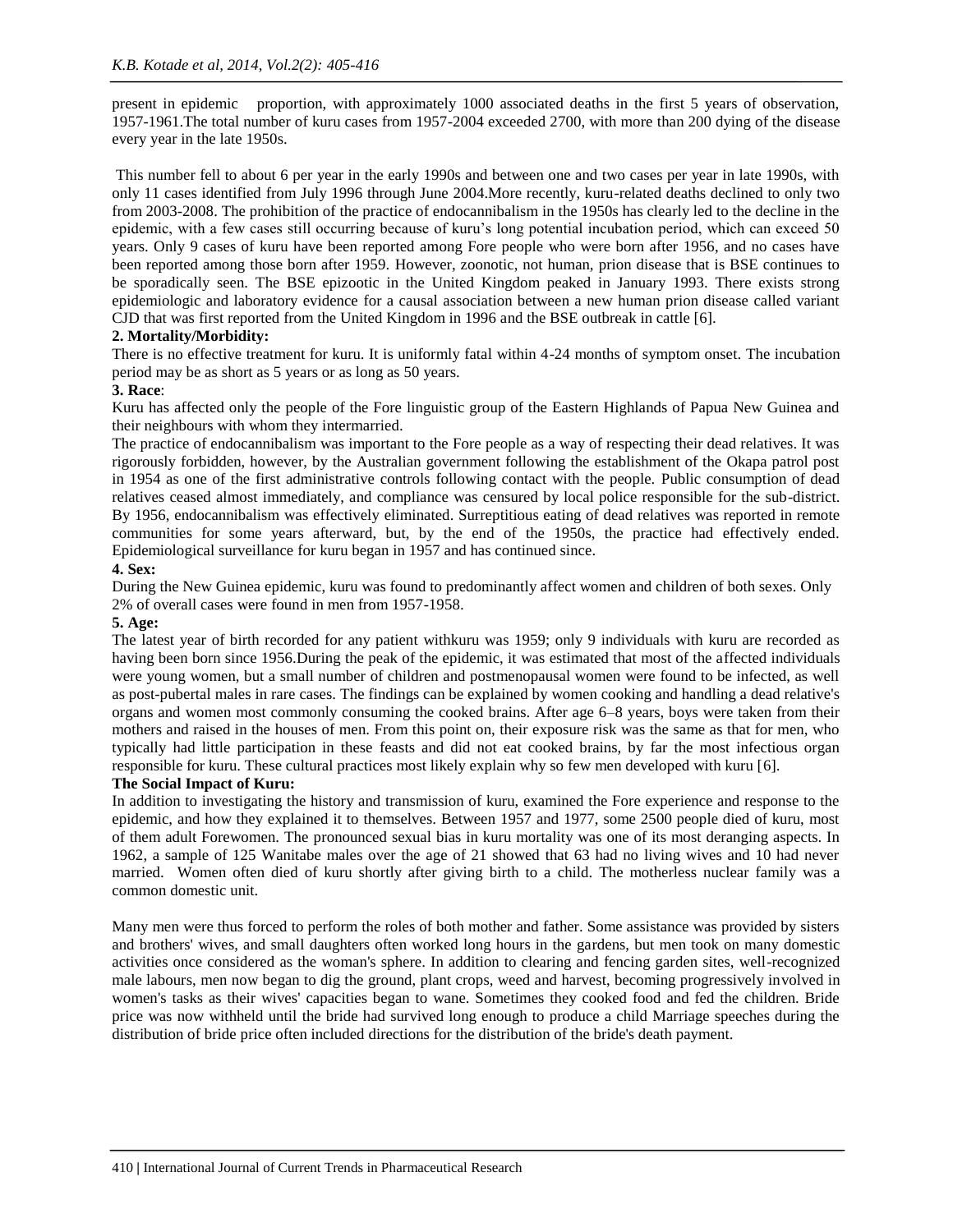present in epidemic proportion, with approximately 1000 associated deaths in the first 5 years of observation, 1957-1961.The total number of kuru cases from 1957-2004 exceeded 2700, with more than 200 dying of the disease every year in the late 1950s.

This number fell to about 6 per year in the early 1990s and between one and two cases per year in late 1990s, with only 11 cases identified from July 1996 through June 2004.More recently, kuru-related deaths declined to only two from 2003-2008. The prohibition of the practice of endocannibalism in the 1950s has clearly led to the decline in the epidemic, with a few cases still occurring because of kuru's long potential incubation period, which can exceed 50 years. Only 9 cases of kuru have been reported among Fore people who were born after 1956, and no cases have been reported among those born after 1959. However, zoonotic, not human, prion disease that is BSE continues to be sporadically seen. The BSE epizootic in the United Kingdom peaked in January 1993. There exists strong epidemiologic and laboratory evidence for a causal association between a new human prion disease called variant CJD that was first reported from the United Kingdom in 1996 and the BSE outbreak in cattle [6].

**2. Mortality/Morbidity:**

There is no effective treatment for kuru. It is uniformly fatal within 4-24 months of symptom onset. The incubation period may be as short as 5 years or as long as 50 years.

**3. Race**:

Kuru has affected only the people of the Fore linguistic group of the Eastern Highlands of Papua New Guinea and their neighbours with whom they intermarried.

The practice of endocannibalism was important to the Fore people as a way of respecting their dead relatives. It was rigorously forbidden, however, by the Australian government following the establishment of the Okapa patrol post in 1954 as one of the first administrative controls following contact with the people. Public consumption of dead relatives ceased almost immediately, and compliance was censured by local police responsible for the sub-district. By 1956, endocannibalism was effectively eliminated. Surreptitious eating of dead relatives was reported in remote communities for some years afterward, but, by the end of the 1950s, the practice had effectively ended. Epidemiological surveillance for kuru began in 1957 and has continued since.

**4. Sex:**

During the New Guinea epidemic, kuru was found to predominantly affect women and children of both sexes. Only 2% of overall cases were found in men from 1957-1958.

**5. Age:**

The latest year of birth recorded for any patient withkuru was 1959; only 9 individuals with kuru are recorded as having been born since 1956.During the peak of the epidemic, it was estimated that most of the affected individuals were young women, but a small number of children and postmenopausal women were found to be infected, as well as post-pubertal males in rare cases. The findings can be explained by women cooking and handling a dead relative's organs and women most commonly consuming the cooked brains. After age 6–8 years, boys were taken from their mothers and raised in the houses of men. From this point on, their exposure risk was the same as that for men, who typically had little participation in these feasts and did not eat cooked brains, by far the most infectious organ responsible for kuru. These cultural practices most likely explain why so few men developed with kuru [6].

**The Social Impact of Kuru:**

In addition to investigating the history and transmission of kuru, examined the Fore experience and response to the epidemic, and how they explained it to themselves. Between 1957 and 1977, some 2500 people died of kuru, most of them adult Forewomen. The pronounced sexual bias in kuru mortality was one of its most deranging aspects. In 1962, a sample of 125 Wanitabe males over the age of 21 showed that 63 had no living wives and 10 had never married. Women often died of kuru shortly after giving birth to a child. The motherless nuclear family was a common domestic unit.

Many men were thus forced to perform the roles of both mother and father. Some assistance was provided by sisters and brothers' wives, and small daughters often worked long hours in the gardens, but men took on many domestic activities once considered as the woman's sphere. In addition to clearing and fencing garden sites, well-recognized male labours, men now began to dig the ground, plant crops, weed and harvest, becoming progressively involved in women's tasks as their wives' capacities began to wane. Sometimes they cooked food and fed the children. Bride price was now withheld until the bride had survived long enough to produce a child Marriage speeches during the distribution of bride price often included directions for the distribution of the bride's death payment.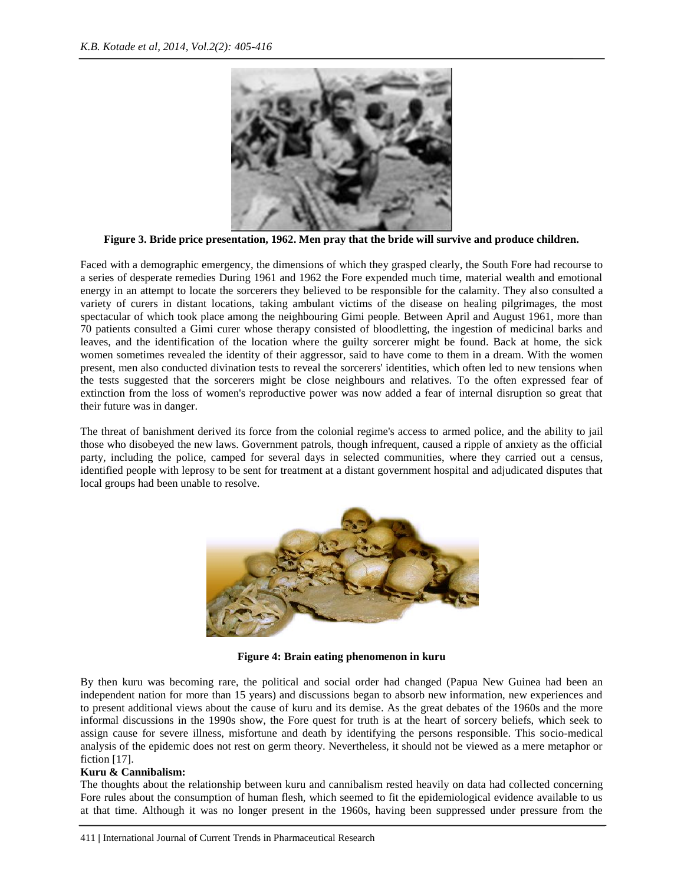**Figure 3. Bride price presentation, 1962. Men pray that the bride will survive and produce children.**

Faced with a demographic emergency, the dimensions of which they grasped clearly, the South Fore had recourse to a series of desperate remedies During 1961 and 1962 the Fore expended much time, material wealth and emotional energy in an attempt to locate the sorcerers they believed to be responsible for the calamity. They also consulted a variety of curers in distant locations, taking ambulant victims of the disease on healing pilgrimages, the most spectacular of which took place among the neighbouring Gimi people. Between April and August 1961, more than 70 patients consulted a Gimi curer whose therapy consisted of bloodletting, the ingestion of medicinal barks and leaves, and the identification of the location where the guilty sorcerer might be found. Back at home, the sick women sometimes revealed the identity of their aggressor, said to have come to them in a dream. With the women present, men also conducted divination tests to reveal the sorcerers' identities, which often led to new tensions when the tests suggested that the sorcerers might be close neighbours and relatives. To the often expressed fear of extinction from the loss of women's reproductive power was now added a fear of internal disruption so great that their future was in danger.

The threat of banishment derived its force from the colonial regime's access to armed police, and the ability to jail those who disobeyed the new laws. Government patrols, though infrequent, caused a ripple of anxiety as the official party, including the police, camped for several days in selected communities, where they carried out a census, identified people with leprosy to be sent for treatment at a distant government hospital and adjudicated disputes that local groups had been unable to resolve.

**Figure 4: Brain eating phenomenon in kuru**

By then kuru was becoming rare, the political and social order had changed (Papua New Guinea had been an independent nation for more than 15 years) and discussions began to absorb new information, new experiences and to present additional views about the cause of kuru and its demise. As the great debates of the 1960s and the more informal discussions in the 1990s show, the Fore quest for truth is at the heart of sorcery beliefs, which seek to assign cause for severe illness, misfortune and death by identifying the persons responsible. This socio-medical analysis of the epidemic does not rest on germ theory. Nevertheless, it should not be viewed as a mere metaphor or fiction [17].

**Kuru & Cannibalism:**

The thoughts about the relationship between kuru and cannibalism rested heavily on data had collected concerning Fore rules about the consumption of human flesh, which seemed to fit the epidemiological evidence available to us at that time. Although it was no longer present in the 1960s, having been suppressed under pressure from the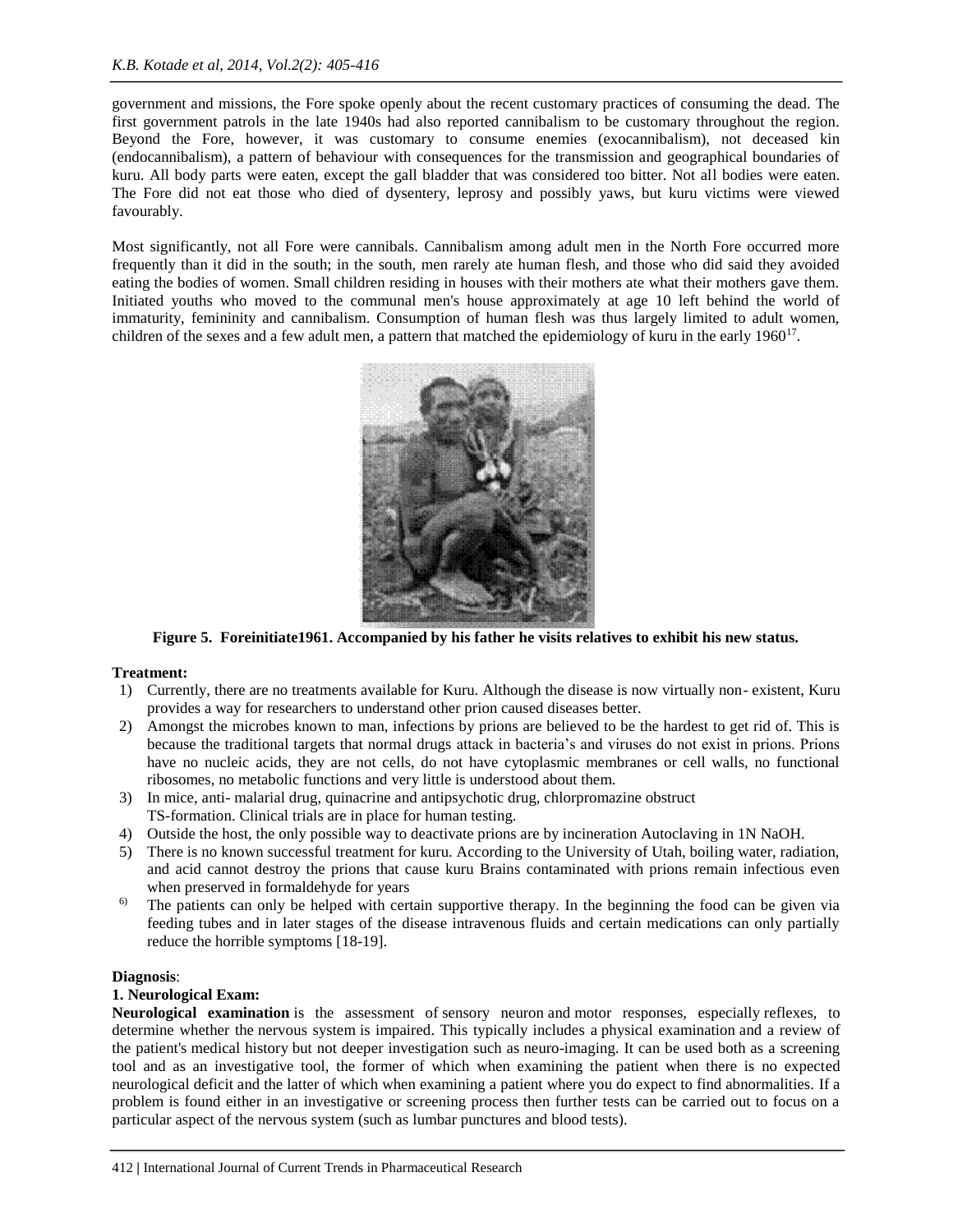government and missions, the Fore spoke openly about the recent customary practices of consuming the dead. The first government patrols in the late 1940s had also reported cannibalism to be customary throughout the region. Beyond the Fore, however, it was customary to consume enemies (exocannibalism), not deceased kin (endocannibalism), a pattern of behaviour with consequences for the transmission and geographical boundaries of kuru. All body parts were eaten, except the gall bladder that was considered too bitter. Not all bodies were eaten. The Fore did not eat those who died of dysentery, leprosy and possibly yaws, but kuru victims were viewed favourably.

Most significantly, not all Fore were cannibals. Cannibalism among adult men in the North Fore occurred more frequently than it did in the south; in the south, men rarely ate human flesh, and those who did said they avoided eating the bodies of women. Small children residing in houses with their mothers ate what their mothers gave them. Initiated youths who moved to the communal men's house approximately at age 10 left behind the world of immaturity, femininity and cannibalism. Consumption of human flesh was thus largely limited to adult women, children of the sexes and a few adult men, a pattern that matched the epidemiology of kuru in the early 1960[17].

**Figure 5. Foreinitiate1961. Accompanied by his father he visits relatives to exhibit his new status.**

**Treatment:**

1) Currently, there are no treatments available for Kuru. Although the disease is now virtually non- existent, Kuru provides a way for researchers to understand other prion caused diseases better.
2) Amongst the microbes known to man, infections by prions are believed to be the hardest to get rid of. This is because the traditional targets that normal drugs attack in bacteria's and viruses do not exist in prions. Prions have no nucleic acids, they are not cells, do not have cytoplasmic membranes or cell walls, no functional ribosomes, no metabolic functions and very little is understood about them.
3) In mice, anti- malarial drug, quinacrine and antipsychotic drug, chlorpromazine obstruct TS-formation. Clinical trials are in place for human testing.
4) Outside the host, the only possible way to deactivate prions are by incineration Autoclaving in 1N NaOH.
5) There is no known successful treatment for kuru. According to the University of Utah, boiling water, radiation, and acid cannot destroy the prions that cause kuru Brains contaminated with prions remain infectious even when preserved in formaldehyde for years
6) The patients can only be helped with certain supportive therapy. In the beginning the food can be given via feeding tubes and in later stages of the disease intravenous fluids and certain medications can only partially reduce the horrible symptoms [18-19].

**Diagnosis**:

**1. Neurological Exam:**

**Neurological examination** is the assessment of sensory neuron and motor responses, especially reflexes, to determine whether the nervous system is impaired. This typically includes a physical examination and a review of the patient's medical history but not deeper investigation such as neuro-imaging. It can be used both as a screening tool and as an investigative tool, the former of which when examining the patient when there is no expected neurological deficit and the latter of which when examining a patient where you do expect to find abnormalities. If a problem is found either in an investigative or screening process then further tests can be carried out to focus on a particular aspect of the nervous system (such as lumbar punctures and blood tests).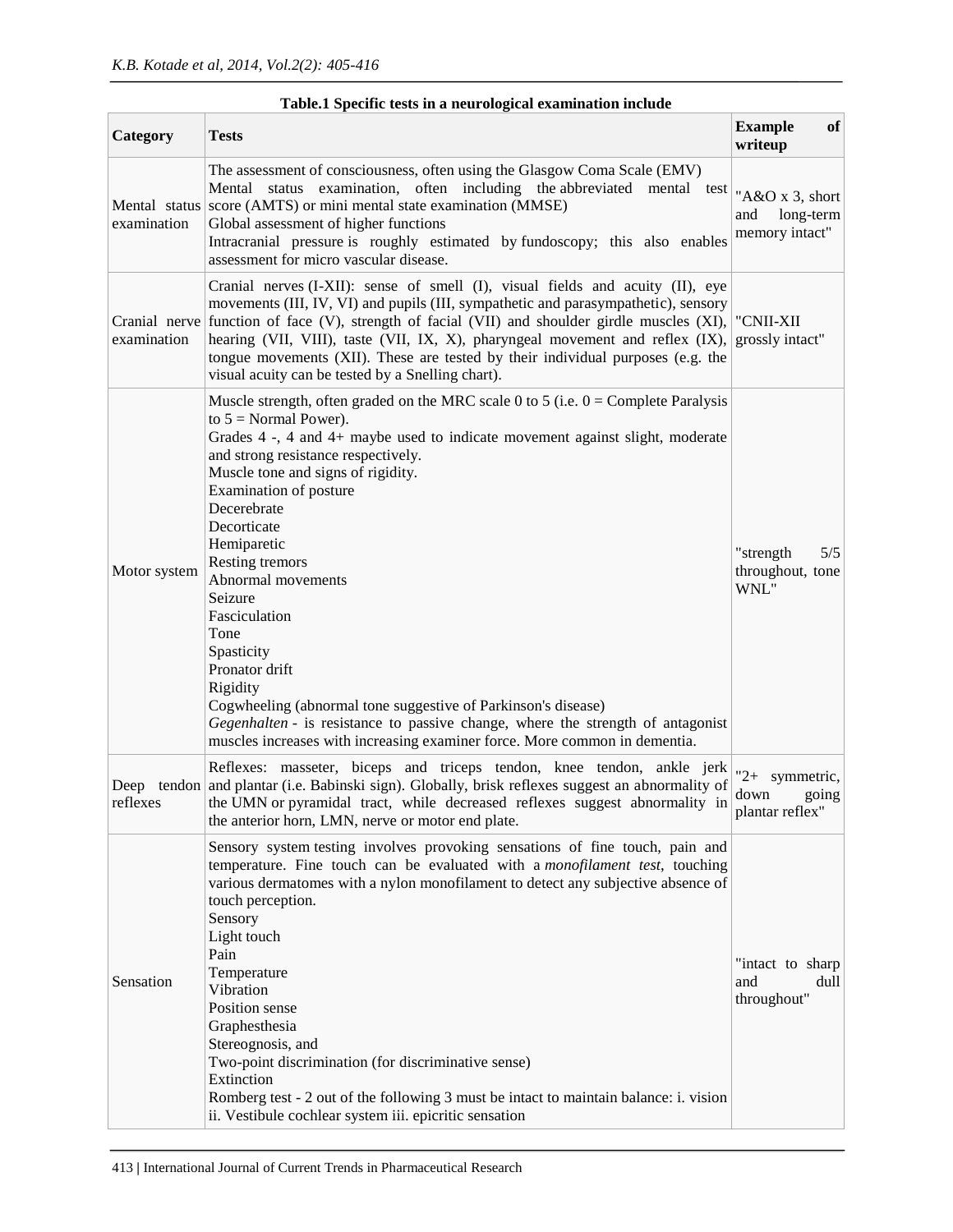**Table.1 Specific tests in a neurological examination include**

| Category | Tests | Example of writeup |
|---|---|---|
| Mental status examination | The assessment of consciousness, often using the Glasgow Coma Scale (EMV)<br>Mental status examination, often including the abbreviated mental test score (AMTS) or mini mental state examination (MMSE)<br>Global assessment of higher functions<br>Intracranial pressure is roughly estimated by fundoscopy; this also enables assessment for micro vascular disease. | "A&O x 3, short and long-term memory intact" |
| Cranial nerve examination | Cranial nerves (I-XII): sense of smell (I), visual fields and acuity (II), eye movements (III, IV, VI) and pupils (III, sympathetic and parasympathetic), sensory function of face (V), strength of facial (VII) and shoulder girdle muscles (XI), hearing (VII, VIII), taste (VII, IX, X), pharyngeal movement and reflex (IX), tongue movements (XII). These are tested by their individual purposes (e.g. the visual acuity can be tested by a Snelling chart). | "CNII-XII grossly intact" |
| Motor system | Muscle strength, often graded on the MRC scale 0 to 5 (i.e. 0 = Complete Paralysis to 5 = Normal Power).<br>Grades 4 -, 4 and 4+ maybe used to indicate movement against slight, moderate and strong resistance respectively.<br>Muscle tone and signs of rigidity.<br>Examination of posture<br>Decerebrate<br>Decorticate<br>Hemiparetic<br>Resting tremors<br>Abnormal movements<br>Seizure<br>Fasciculation<br>Tone<br>Spasticity<br>Pronator drift<br>Rigidity<br>Cogwheeling (abnormal tone suggestive of Parkinson's disease)<br>*Gegenhalten* - is resistance to passive change, where the strength of antagonist muscles increases with increasing examiner force. More common in dementia. | "strength 5/5 throughout, tone WNL" |
| Deep tendon reflexes | Reflexes: masseter, biceps and triceps tendon, knee tendon, ankle jerk and plantar (i.e. Babinski sign). Globally, brisk reflexes suggest an abnormality of the UMN or pyramidal tract, while decreased reflexes suggest abnormality in the anterior horn, LMN, nerve or motor end plate. | "2+ symmetric, down going plantar reflex" |
| Sensation | Sensory system testing involves provoking sensations of fine touch, pain and temperature. Fine touch can be evaluated with a *monofilament test*, touching various dermatomes with a nylon monofilament to detect any subjective absence of touch perception.<br>Sensory<br>Light touch<br>Pain<br>Temperature<br>Vibration<br>Position sense<br>Graphesthesia<br>Stereognosis, and<br>Two-point discrimination (for discriminative sense)<br>Extinction<br>Romberg test - 2 out of the following 3 must be intact to maintain balance: i. vision ii. Vestibule cochlear system iii. epicritic sensation | "intact to sharp and dull throughout" |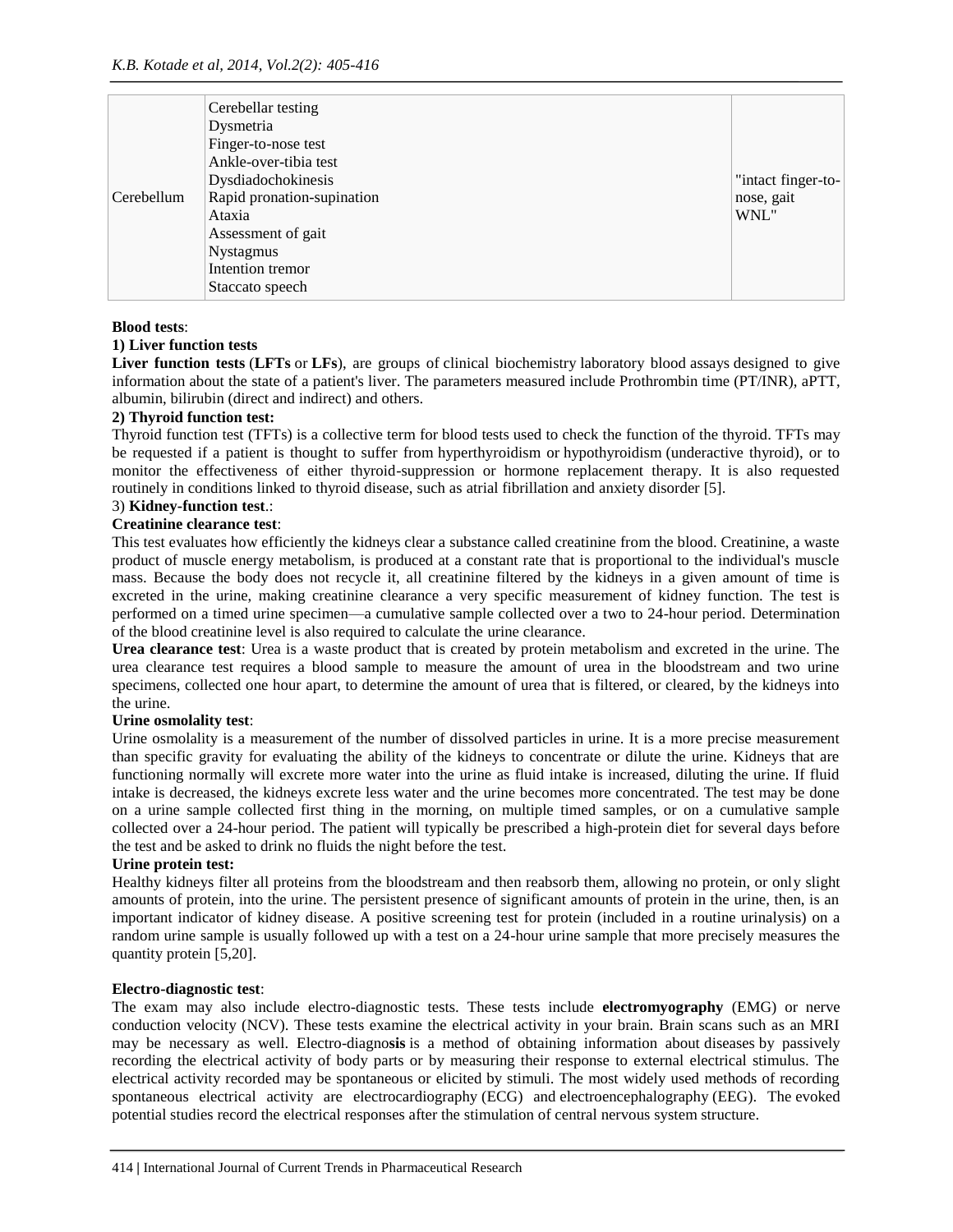| | | |
|---|---|---|
| Cerebellum | Cerebellar testing<br>Dysmetria<br>Finger-to-nose test<br>Ankle-over-tibia test<br>Dysdiadochokinesis<br>Rapid pronation-supination<br>Ataxia<br>Assessment of gait<br>Nystagmus<br>Intention tremor<br>Staccato speech | "intact finger-to-nose, gait WNL" |

**Blood tests**:

**1) Liver function tests**

**Liver function tests** (**LFTs** or **LFs**), are groups of clinical biochemistry laboratory blood assays designed to give information about the state of a patient's liver. The parameters measured include Prothrombin time (PT/INR), aPTT, albumin, bilirubin (direct and indirect) and others.

**2) Thyroid function test:**

Thyroid function test (TFTs) is a collective term for blood tests used to check the function of the thyroid. TFTs may be requested if a patient is thought to suffer from hyperthyroidism or hypothyroidism (underactive thyroid), or to monitor the effectiveness of either thyroid-suppression or hormone replacement therapy. It is also requested routinely in conditions linked to thyroid disease, such as atrial fibrillation and anxiety disorder [5].

3) **Kidney-function test**.:

**Creatinine clearance test**:

This test evaluates how efficiently the kidneys clear a substance called creatinine from the blood. Creatinine, a waste product of muscle energy metabolism, is produced at a constant rate that is proportional to the individual's muscle mass. Because the body does not recycle it, all creatinine filtered by the kidneys in a given amount of time is excreted in the urine, making creatinine clearance a very specific measurement of kidney function. The test is performed on a timed urine specimen—a cumulative sample collected over a two to 24-hour period. Determination of the blood creatinine level is also required to calculate the urine clearance.

**Urea clearance test**: Urea is a waste product that is created by protein metabolism and excreted in the urine. The urea clearance test requires a blood sample to measure the amount of urea in the bloodstream and two urine specimens, collected one hour apart, to determine the amount of urea that is filtered, or cleared, by the kidneys into the urine.

**Urine osmolality test**:

Urine osmolality is a measurement of the number of dissolved particles in urine. It is a more precise measurement than specific gravity for evaluating the ability of the kidneys to concentrate or dilute the urine. Kidneys that are functioning normally will excrete more water into the urine as fluid intake is increased, diluting the urine. If fluid intake is decreased, the kidneys excrete less water and the urine becomes more concentrated. The test may be done on a urine sample collected first thing in the morning, on multiple timed samples, or on a cumulative sample collected over a 24-hour period. The patient will typically be prescribed a high-protein diet for several days before the test and be asked to drink no fluids the night before the test.

**Urine protein test:**

Healthy kidneys filter all proteins from the bloodstream and then reabsorb them, allowing no protein, or only slight amounts of protein, into the urine. The persistent presence of significant amounts of protein in the urine, then, is an important indicator of kidney disease. A positive screening test for protein (included in a routine urinalysis) on a random urine sample is usually followed up with a test on a 24-hour urine sample that more precisely measures the quantity protein [5,20].

**Electro-diagnostic test**:

The exam may also include electro-diagnostic tests. These tests include **electromyography** (EMG) or nerve conduction velocity (NCV). These tests examine the electrical activity in your brain. Brain scans such as an MRI may be necessary as well. Electro-diagno**sis** is a method of obtaining information about diseases by passively recording the electrical activity of body parts or by measuring their response to external electrical stimulus. The electrical activity recorded may be spontaneous or elicited by stimuli. The most widely used methods of recording spontaneous electrical activity are electrocardiography (ECG) and electroencephalography (EEG). The evoked potential studies record the electrical responses after the stimulation of central nervous system structure.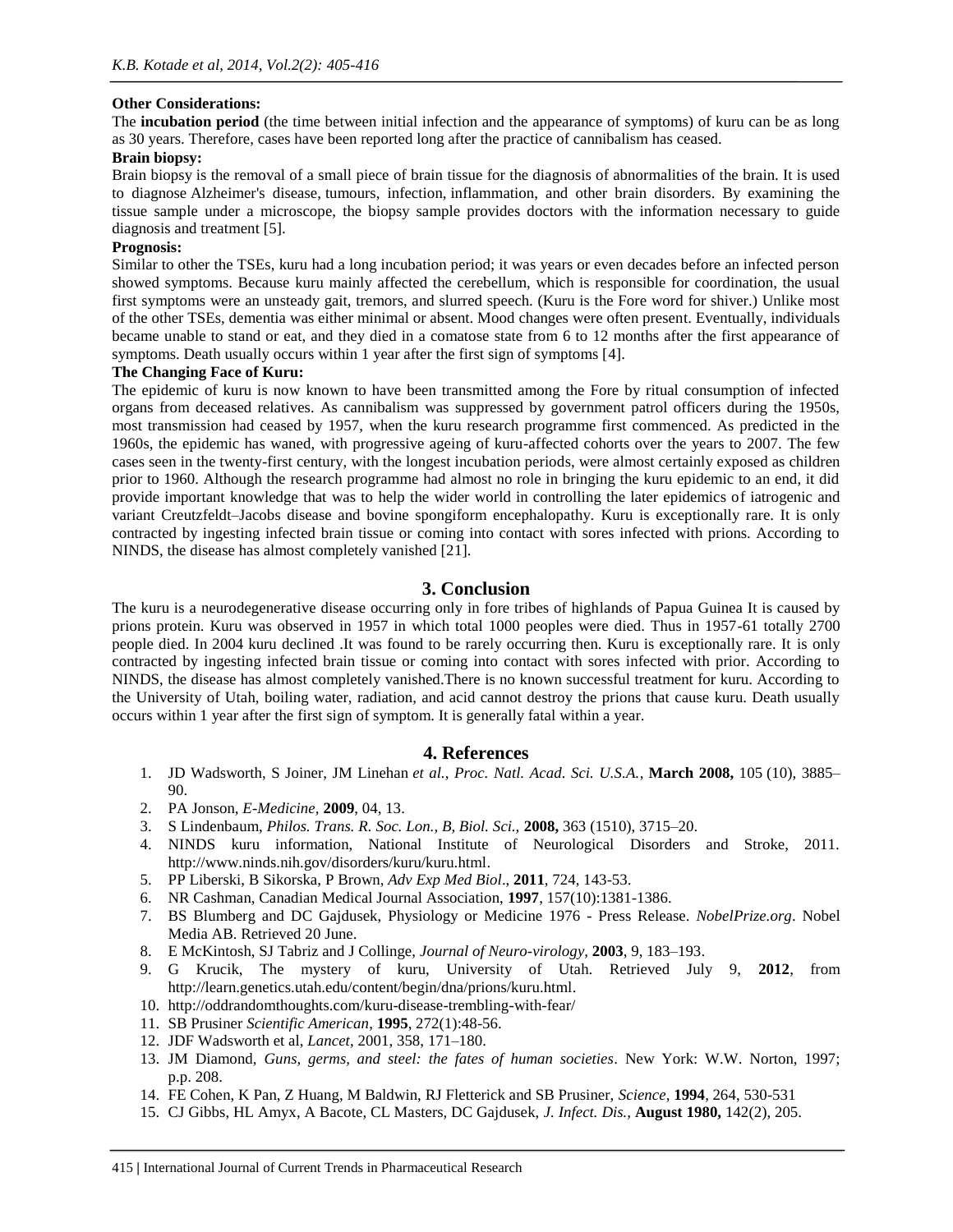**Other Considerations:**

The **incubation period** (the time between initial infection and the appearance of symptoms) of kuru can be as long as 30 years. Therefore, cases have been reported long after the practice of cannibalism has ceased.

**Brain biopsy:**

Brain biopsy is the removal of a small piece of brain tissue for the diagnosis of abnormalities of the brain. It is used to diagnose Alzheimer's disease, tumours, infection, inflammation, and other brain disorders. By examining the tissue sample under a microscope, the biopsy sample provides doctors with the information necessary to guide diagnosis and treatment [5].

**Prognosis:**

Similar to other the TSEs, kuru had a long incubation period; it was years or even decades before an infected person showed symptoms. Because kuru mainly affected the cerebellum, which is responsible for coordination, the usual first symptoms were an unsteady gait, tremors, and slurred speech. (Kuru is the Fore word for shiver.) Unlike most of the other TSEs, dementia was either minimal or absent. Mood changes were often present. Eventually, individuals became unable to stand or eat, and they died in a comatose state from 6 to 12 months after the first appearance of symptoms. Death usually occurs within 1 year after the first sign of symptoms [4].

**The Changing Face of Kuru:**

The epidemic of kuru is now known to have been transmitted among the Fore by ritual consumption of infected organs from deceased relatives. As cannibalism was suppressed by government patrol officers during the 1950s, most transmission had ceased by 1957, when the kuru research programme first commenced. As predicted in the 1960s, the epidemic has waned, with progressive ageing of kuru-affected cohorts over the years to 2007. The few cases seen in the twenty-first century, with the longest incubation periods, were almost certainly exposed as children prior to 1960. Although the research programme had almost no role in bringing the kuru epidemic to an end, it did provide important knowledge that was to help the wider world in controlling the later epidemics of iatrogenic and variant Creutzfeldt–Jacobs disease and bovine spongiform encephalopathy. Kuru is exceptionally rare. It is only contracted by ingesting infected brain tissue or coming into contact with sores infected with prions. According to NINDS, the disease has almost completely vanished [21].

## 3. Conclusion

The kuru is a neurodegenerative disease occurring only in fore tribes of highlands of Papua Guinea It is caused by prions protein. Kuru was observed in 1957 in which total 1000 peoples were died. Thus in 1957-61 totally 2700 people died. In 2004 kuru declined .It was found to be rarely occurring then. Kuru is exceptionally rare. It is only contracted by ingesting infected brain tissue or coming into contact with sores infected with prior. According to NINDS, the disease has almost completely vanished.There is no known successful treatment for kuru. According to the University of Utah, boiling water, radiation, and acid cannot destroy the prions that cause kuru. Death usually occurs within 1 year after the first sign of symptom. It is generally fatal within a year.

## 4. References

1. JD Wadsworth, S Joiner, JM Linehan *et al., Proc. Natl. Acad. Sci. U.S.A.*, **March 2008,** 105 (10), 3885–90.
2. PA Jonson, *E-Medicine*, **2009**, 04, 13.
3. S Lindenbaum, *Philos. Trans. R. Soc. Lon., B, Biol. Sci.,* **2008,** 363 (1510), 3715–20.
4. NINDS kuru information, National Institute of Neurological Disorders and Stroke, 2011. http://www.ninds.nih.gov/disorders/kuru/kuru.html.
5. PP Liberski, B Sikorska, P Brown, *Adv Exp Med Biol*., **2011**, 724, 143-53.
6. NR Cashman, Canadian Medical Journal Association, **1997**, 157(10):1381-1386.
7. BS Blumberg and DC Gajdusek, Physiology or Medicine 1976 - Press Release. *NobelPrize.org*. Nobel Media AB. Retrieved 20 June.
8. E McKintosh, SJ Tabriz and J Collinge, *Journal of Neuro-virology*, **2003**, 9, 183–193.
9. G Krucik, The mystery of kuru, University of Utah. Retrieved July 9, **2012**, from http://learn.genetics.utah.edu/content/begin/dna/prions/kuru.html.
10. http://oddrandomthoughts.com/kuru-disease-trembling-with-fear/
11. SB Prusiner *Scientific American*, **1995**, 272(1):48-56.
12. JDF Wadsworth et al, *Lancet*, 2001, 358, 171–180.
13. JM Diamond, *Guns, germs, and steel: the fates of human societies*. New York: W.W. Norton, 1997; p.p. 208.
14. FE Cohen, K Pan, Z Huang, M Baldwin, RJ Fletterick and SB Prusiner, *Science*, **1994**, 264, 530-531
15. CJ Gibbs, HL Amyx, A Bacote, CL Masters, DC Gajdusek, *J. Infect. Dis.,* **August 1980,** 142(2), 205.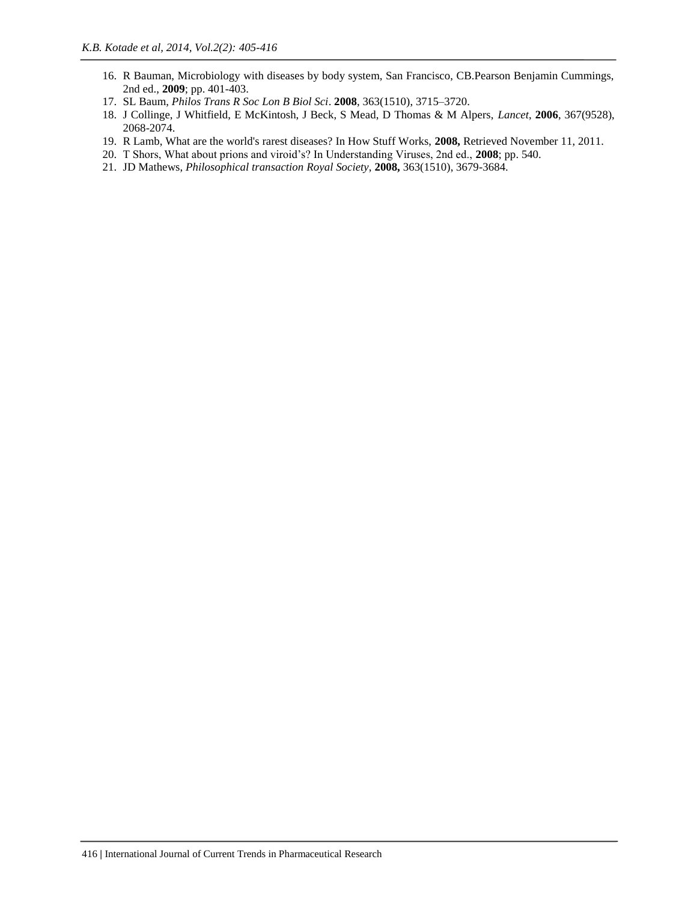16. R Bauman, Microbiology with diseases by body system, San Francisco, CB.Pearson Benjamin Cummings, 2nd ed., **2009**; pp. 401-403.
17. SL Baum, *Philos Trans R Soc Lon B Biol Sci*. **2008**, 363(1510), 3715–3720.
18. J Collinge, J Whitfield, E McKintosh, J Beck, S Mead, D Thomas & M Alpers, *Lancet*, **2006**, 367(9528), 2068-2074.
19. R Lamb, What are the world's rarest diseases? In How Stuff Works, **2008,** Retrieved November 11, 2011.
20. T Shors, What about prions and viroid's? In Understanding Viruses, 2nd ed., **2008**; pp. 540.
21. JD Mathews, *Philosophical transaction Royal Society*, **2008,** 363(1510), 3679-3684.